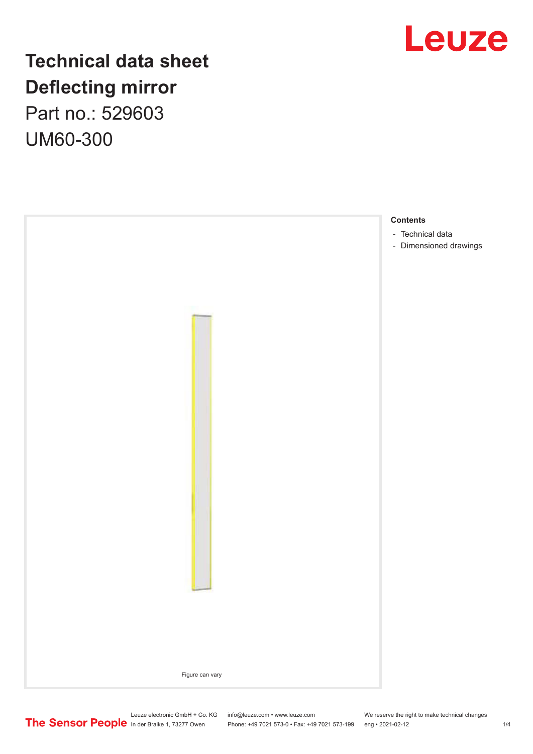# Technical data sheet
# Deflecting mirror
## Part no.: 529603
## UM60-300

Figure can vary

**Contents**

- Technical data
- Dimensioned drawings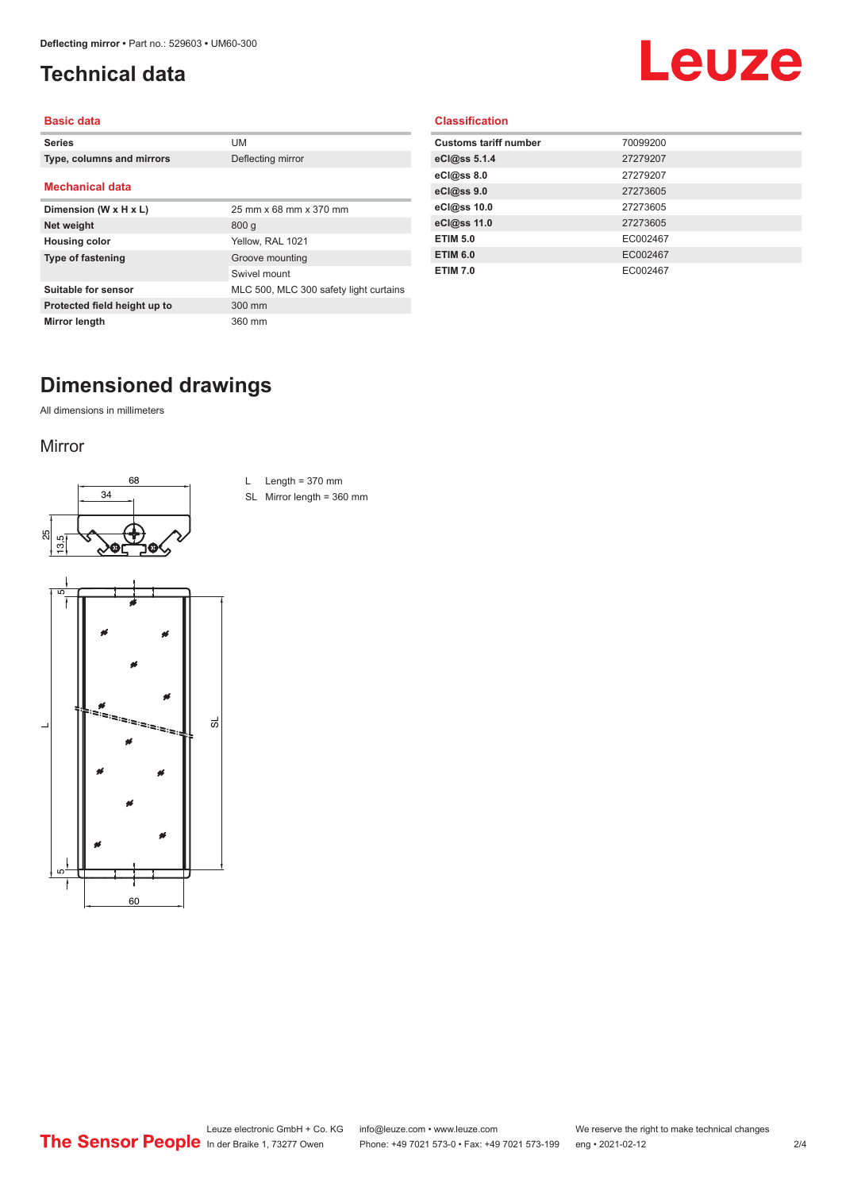# Technical data

## Basic data

| | |
|---|---|
| Series | UM |
| Type, columns and mirrors | Deflecting mirror |

## Mechanical data

| | |
|---|---|
| Dimension (W x H x L) | 25 mm x 68 mm x 370 mm |
| Net weight | 800 g |
| Housing color | Yellow, RAL 1021 |
| Type of fastening | Groove mounting |
| | Swivel mount |
| Suitable for sensor | MLC 500, MLC 300 safety light curtains |
| Protected field height up to | 300 mm |
| Mirror length | 360 mm |

## Classification

| | |
|---|---|
| Customs tariff number | 70099200 |
| eCl@ss 5.1.4 | 27279207 |
| eCl@ss 8.0 | 27279207 |
| eCl@ss 9.0 | 27273605 |
| eCl@ss 10.0 | 27273605 |
| eCl@ss 11.0 | 27273605 |
| ETIM 5.0 | EC002467 |
| ETIM 6.0 | EC002467 |
| ETIM 7.0 | EC002467 |

# Dimensioned drawings

All dimensions in millimeters

## Mirror

L Length = 370 mm

SL Mirror length = 360 mm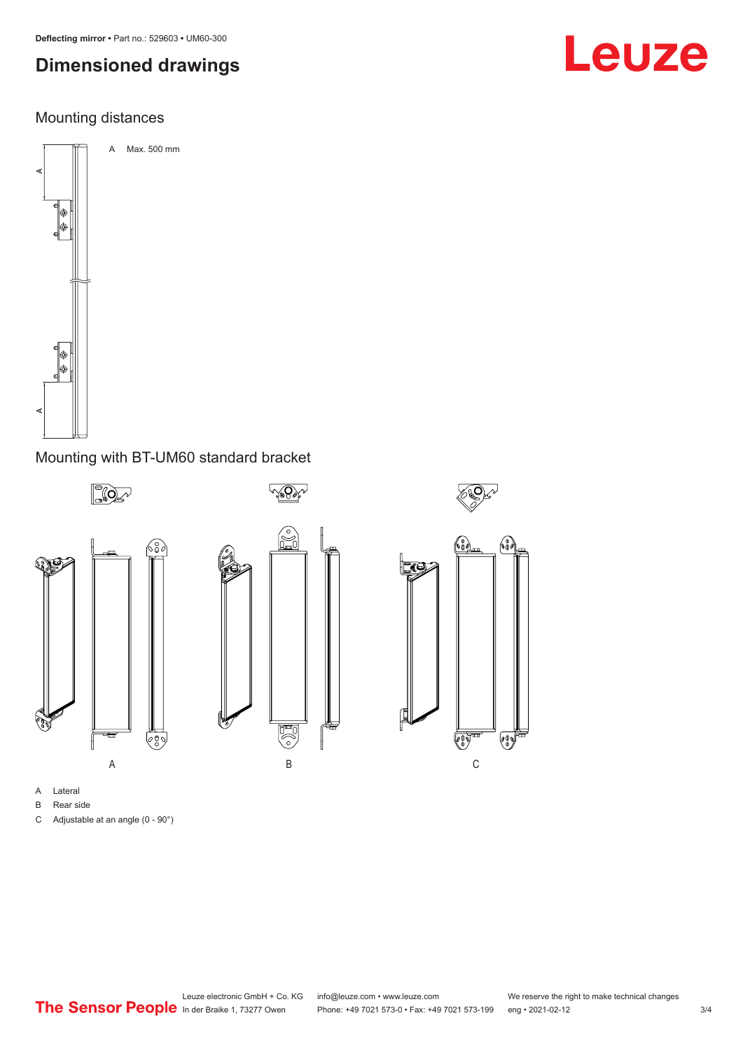# Dimensioned drawings

## Mounting distances

A Max. 500 mm

## Mounting with BT-UM60 standard bracket

A Lateral

B Rear side

C Adjustable at an angle (0 - 90°)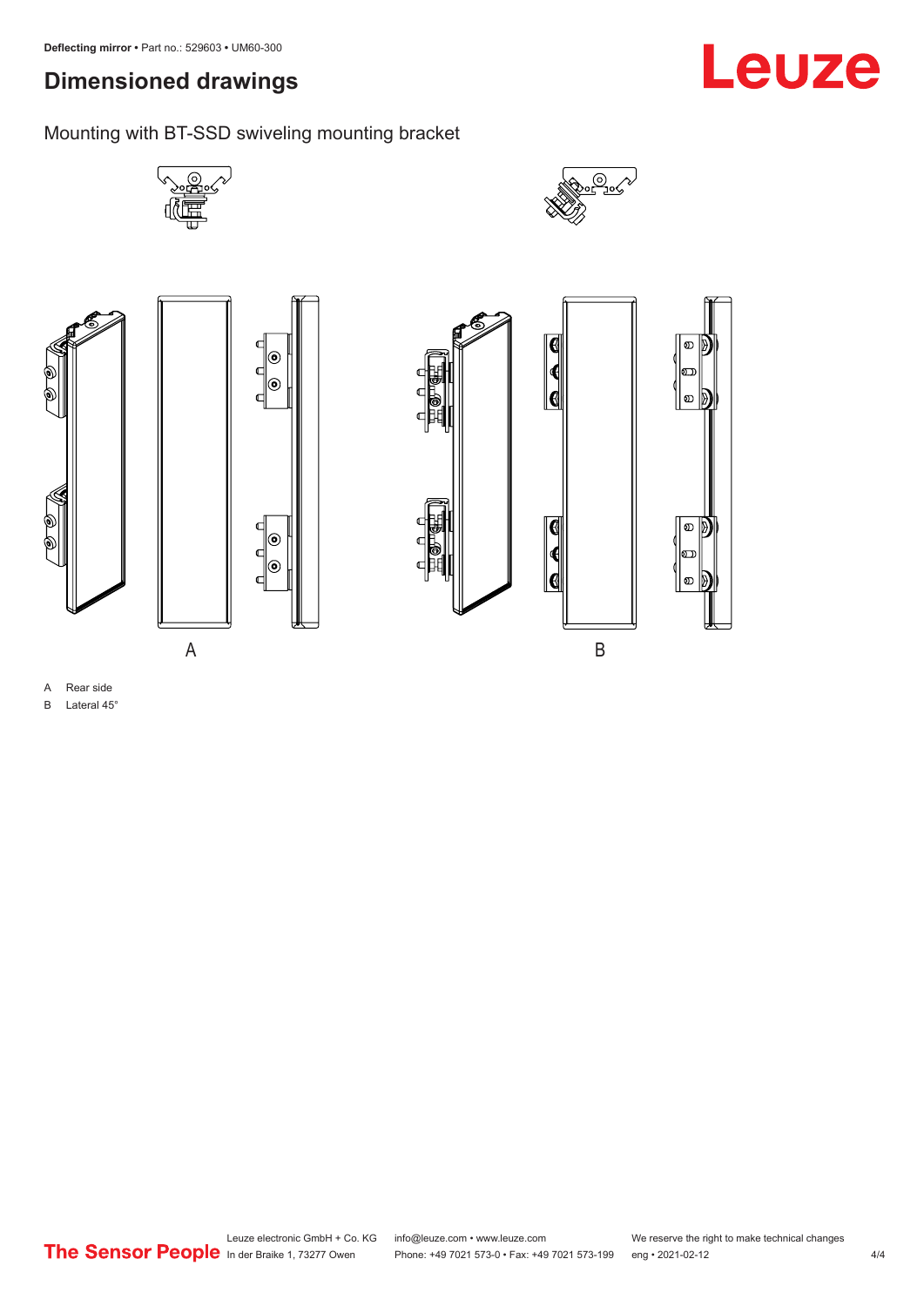# Dimensioned drawings

Mounting with BT-SSD swiveling mounting bracket

A

B

A Rear side

B Lateral 45°